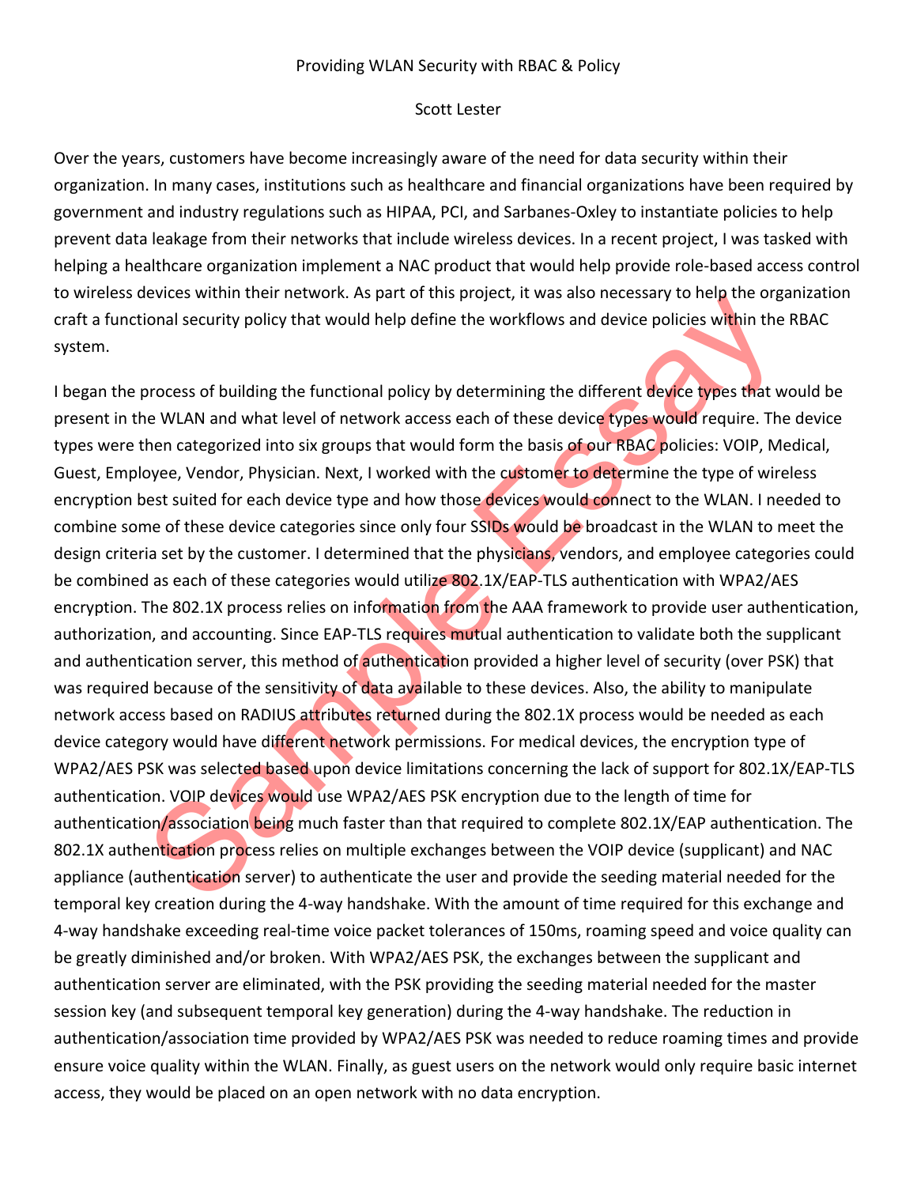Providing WLAN Security with RBAC & Policy

Scott Lester

Over the years, customers have become increasingly aware of the need for data security within their organization. In many cases, institutions such as healthcare and financial organizations have been required by government and industry regulations such as HIPAA, PCI, and Sarbanes-Oxley to instantiate policies to help prevent data leakage from their networks that include wireless devices. In a recent project, I was tasked with helping a healthcare organization implement a NAC product that would help provide role-based access control to wireless devices within their network. As part of this project, it was also necessary to help the organization craft a functional security policy that would help define the workflows and device policies within the RBAC system.

I began the process of building the functional policy by determining the different device types that would be present in the WLAN and what level of network access each of these device types would require. The device types were then categorized into six groups that would form the basis of our RBAC policies: VOIP, Medical, Guest, Employee, Vendor, Physician. Next, I worked with the customer to determine the type of wireless encryption best suited for each device type and how those devices would connect to the WLAN. I needed to combine some of these device categories since only four SSIDs would be broadcast in the WLAN to meet the design criteria set by the customer. I determined that the physicians, vendors, and employee categories could be combined as each of these categories would utilize 802.1X/EAP-TLS authentication with WPA2/AES encryption. The 802.1X process relies on information from the AAA framework to provide user authentication, authorization, and accounting. Since EAP-TLS requires mutual authentication to validate both the supplicant and authentication server, this method of authentication provided a higher level of security (over PSK) that was required because of the sensitivity of data available to these devices. Also, the ability to manipulate network access based on RADIUS attributes returned during the 802.1X process would be needed as each device category would have different network permissions. For medical devices, the encryption type of WPA2/AES PSK was selected based upon device limitations concerning the lack of support for 802.1X/EAP-TLS authentication. VOIP devices would use WPA2/AES PSK encryption due to the length of time for authentication/association being much faster than that required to complete 802.1X/EAP authentication. The 802.1X authentication process relies on multiple exchanges between the VOIP device (supplicant) and NAC appliance (authentication server) to authenticate the user and provide the seeding material needed for the temporal key creation during the 4-way handshake. With the amount of time required for this exchange and 4-way handshake exceeding real-time voice packet tolerances of 150ms, roaming speed and voice quality can be greatly diminished and/or broken. With WPA2/AES PSK, the exchanges between the supplicant and authentication server are eliminated, with the PSK providing the seeding material needed for the master session key (and subsequent temporal key generation) during the 4-way handshake. The reduction in authentication/association time provided by WPA2/AES PSK was needed to reduce roaming times and provide ensure voice quality within the WLAN. Finally, as guest users on the network would only require basic internet access, they would be placed on an open network with no data encryption.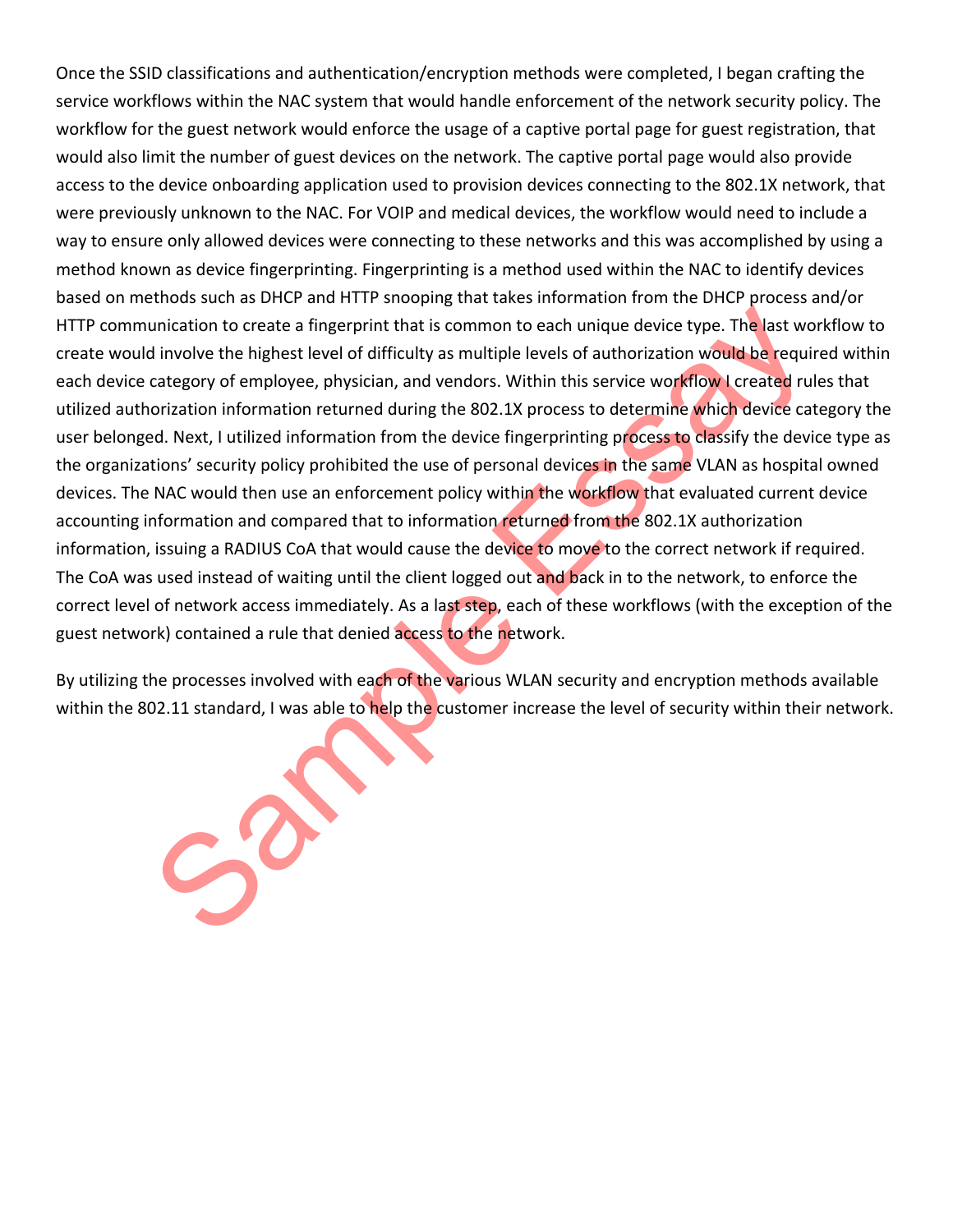Once the SSID classifications and authentication/encryption methods were completed, I began crafting the service workflows within the NAC system that would handle enforcement of the network security policy. The workflow for the guest network would enforce the usage of a captive portal page for guest registration, that would also limit the number of guest devices on the network. The captive portal page would also provide access to the device onboarding application used to provision devices connecting to the 802.1X network, that were previously unknown to the NAC. For VOIP and medical devices, the workflow would need to include a way to ensure only allowed devices were connecting to these networks and this was accomplished by using a method known as device fingerprinting. Fingerprinting is a method used within the NAC to identify devices based on methods such as DHCP and HTTP snooping that takes information from the DHCP process and/or HTTP communication to create a fingerprint that is common to each unique device type. The last workflow to create would involve the highest level of difficulty as multiple levels of authorization would be required within each device category of employee, physician, and vendors. Within this service workflow I created rules that utilized authorization information returned during the 802.1X process to determine which device category the user belonged. Next, I utilized information from the device fingerprinting process to classify the device type as the organizations' security policy prohibited the use of personal devices in the same VLAN as hospital owned devices. The NAC would then use an enforcement policy within the workflow that evaluated current device accounting information and compared that to information returned from the 802.1X authorization information, issuing a RADIUS CoA that would cause the device to move to the correct network if required. The CoA was used instead of waiting until the client logged out and back in to the network, to enforce the correct level of network access immediately. As a last step, each of these workflows (with the exception of the guest network) contained a rule that denied access to the network.

By utilizing the processes involved with each of the various WLAN security and encryption methods available within the 802.11 standard, I was able to help the customer increase the level of security within their network.